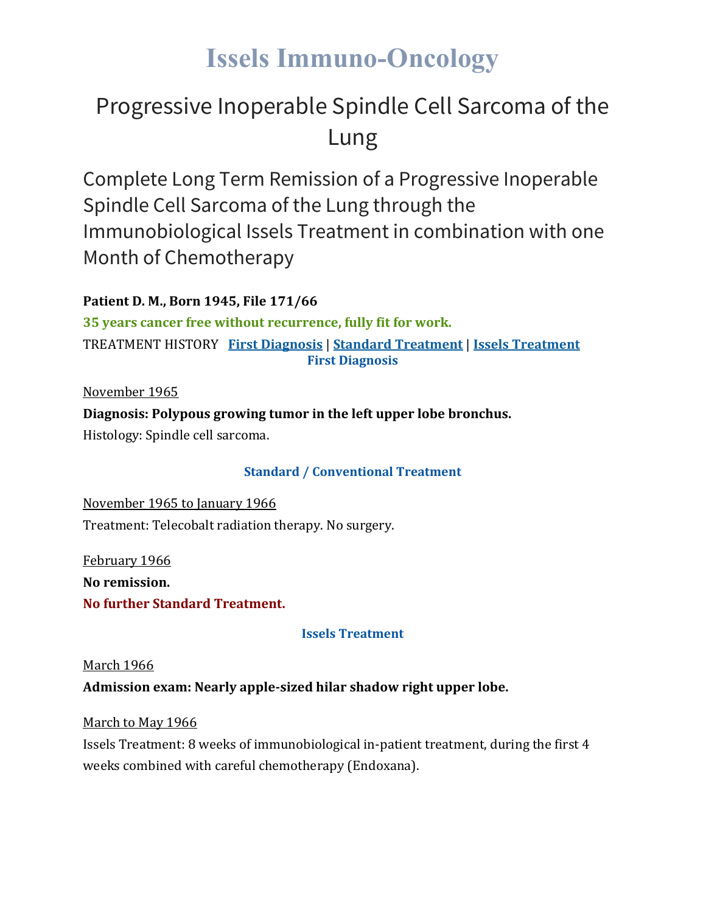# Issels Immuno-Oncology

## Progressive Inoperable Spindle Cell Sarcoma of the Lung

### Complete Long Term Remission of a Progressive Inoperable Spindle Cell Sarcoma of the Lung through the Immunobiological Issels Treatment in combination with one Month of Chemotherapy

**Patient D. M., Born 1945, File 171/66**

**35 years cancer free without recurrence, fully fit for work.**

TREATMENT HISTORY **First Diagnosis** | **Standard Treatment** | **Issels Treatment**

**First Diagnosis**

November 1965

**Diagnosis: Polypous growing tumor in the left upper lobe bronchus.**

Histology: Spindle cell sarcoma.

**Standard / Conventional Treatment**

November 1965 to January 1966

Treatment: Telecobalt radiation therapy. No surgery.

February 1966

**No remission.**

**No further Standard Treatment.**

**Issels Treatment**

March 1966

**Admission exam: Nearly apple-sized hilar shadow right upper lobe.**

March to May 1966

Issels Treatment: 8 weeks of immunobiological in-patient treatment, during the first 4 weeks combined with careful chemotherapy (Endoxana).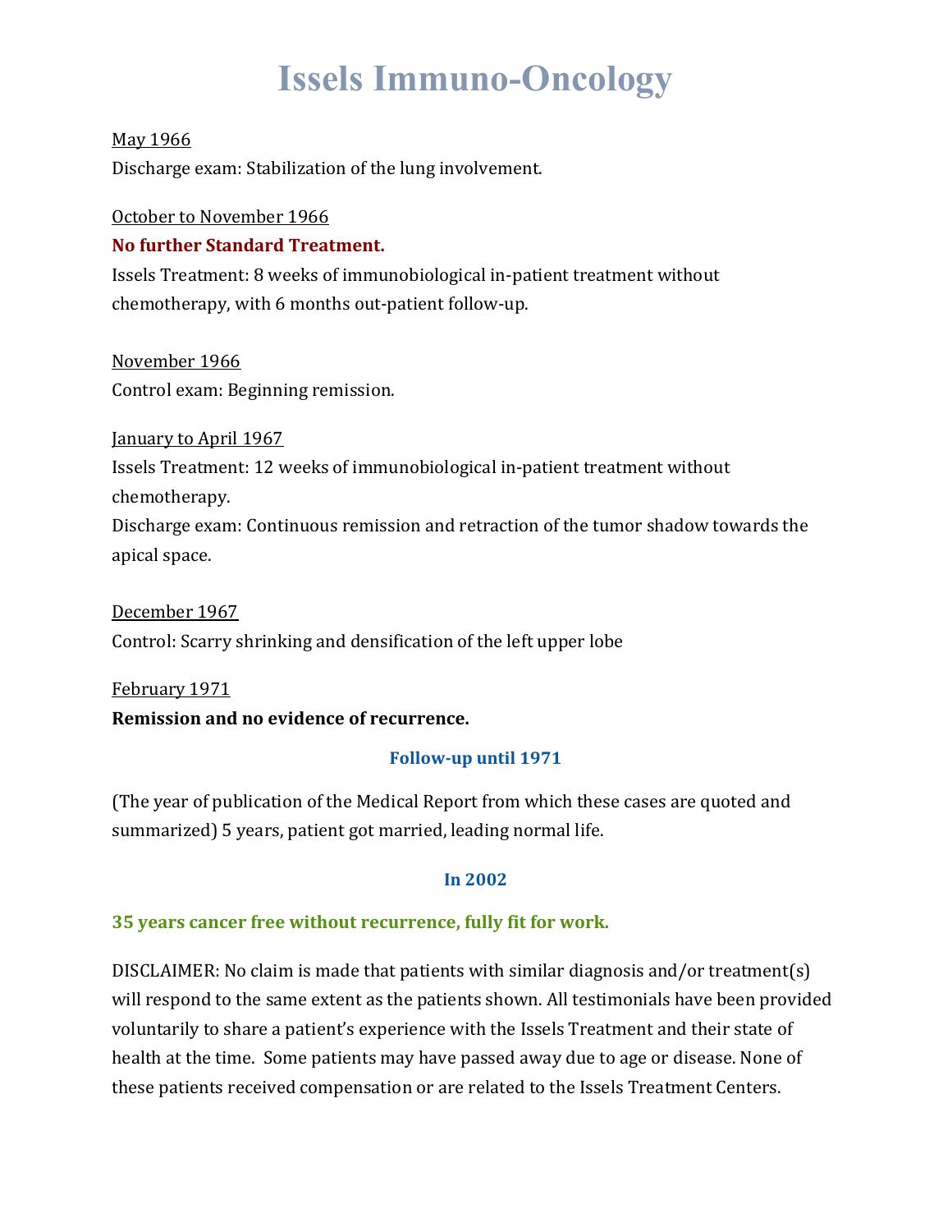# Issels Immuno-Oncology

May 1966

Discharge exam: Stabilization of the lung involvement.

October to November 1966

**No further Standard Treatment.**

Issels Treatment: 8 weeks of immunobiological in-patient treatment without chemotherapy, with 6 months out-patient follow-up.

November 1966

Control exam: Beginning remission.

January to April 1967

Issels Treatment: 12 weeks of immunobiological in-patient treatment without chemotherapy.

Discharge exam: Continuous remission and retraction of the tumor shadow towards the apical space.

December 1967

Control: Scarry shrinking and densification of the left upper lobe

February 1971

**Remission and no evidence of recurrence.**

**Follow-up until 1971**

(The year of publication of the Medical Report from which these cases are quoted and summarized) 5 years, patient got married, leading normal life.

**In 2002**

**35 years cancer free without recurrence, fully fit for work.**

DISCLAIMER: No claim is made that patients with similar diagnosis and/or treatment(s) will respond to the same extent as the patients shown. All testimonials have been provided voluntarily to share a patient's experience with the Issels Treatment and their state of health at the time. Some patients may have passed away due to age or disease. None of these patients received compensation or are related to the Issels Treatment Centers.